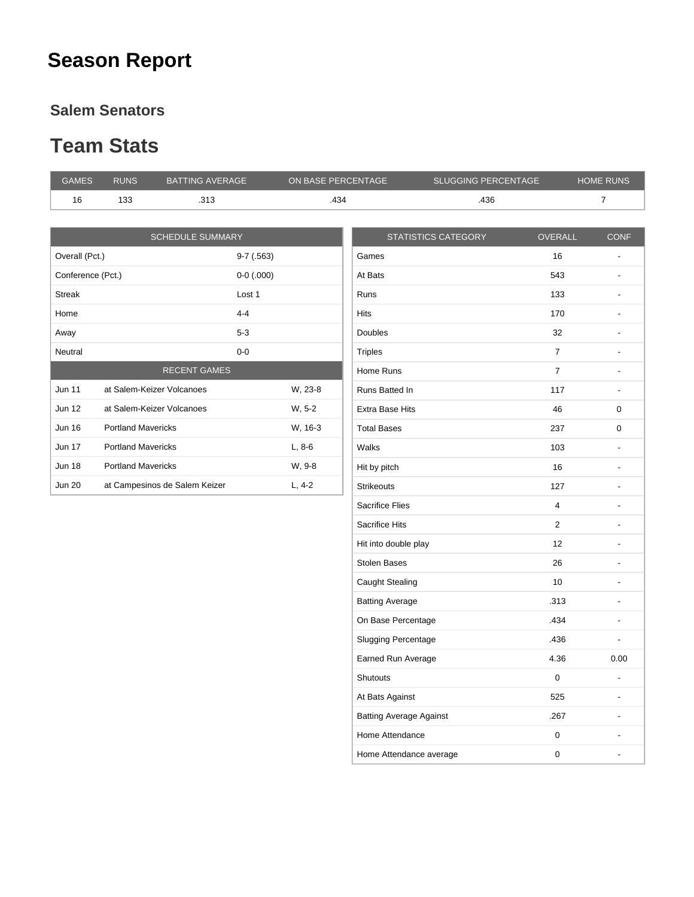# Season Report

## Salem Senators

## Team Stats

| GAMES | RUNS | BATTING AVERAGE | ON BASE PERCENTAGE | SLUGGING PERCENTAGE | HOME RUNS |
|---|---|---|---|---|---|
| 16 | 133 | .313 | .434 | .436 | 7 |

| SCHEDULE SUMMARY | |
|---|---|
| Overall (Pct.) | 9-7 (.563) |
| Conference (Pct.) | 0-0 (.000) |
| Streak | Lost 1 |
| Home | 4-4 |
| Away | 5-3 |
| Neutral | 0-0 |

| RECENT GAMES | | |
|---|---|---|
| Jun 11 | at Salem-Keizer Volcanoes | W, 23-8 |
| Jun 12 | at Salem-Keizer Volcanoes | W, 5-2 |
| Jun 16 | Portland Mavericks | W, 16-3 |
| Jun 17 | Portland Mavericks | L, 8-6 |
| Jun 18 | Portland Mavericks | W, 9-8 |
| Jun 20 | at Campesinos de Salem Keizer | L, 4-2 |

| STATISTICS CATEGORY | OVERALL | CONF |
|---|---|---|
| Games | 16 | - |
| At Bats | 543 | - |
| Runs | 133 | - |
| Hits | 170 | - |
| Doubles | 32 | - |
| Triples | 7 | - |
| Home Runs | 7 | - |
| Runs Batted In | 117 | - |
| Extra Base Hits | 46 | 0 |
| Total Bases | 237 | 0 |
| Walks | 103 | - |
| Hit by pitch | 16 | - |
| Strikeouts | 127 | - |
| Sacrifice Flies | 4 | - |
| Sacrifice Hits | 2 | - |
| Hit into double play | 12 | - |
| Stolen Bases | 26 | - |
| Caught Stealing | 10 | - |
| Batting Average | .313 | - |
| On Base Percentage | .434 | - |
| Slugging Percentage | .436 | - |
| Earned Run Average | 4.36 | 0.00 |
| Shutouts | 0 | - |
| At Bats Against | 525 | - |
| Batting Average Against | .267 | - |
| Home Attendance | 0 | - |
| Home Attendance average | 0 | - |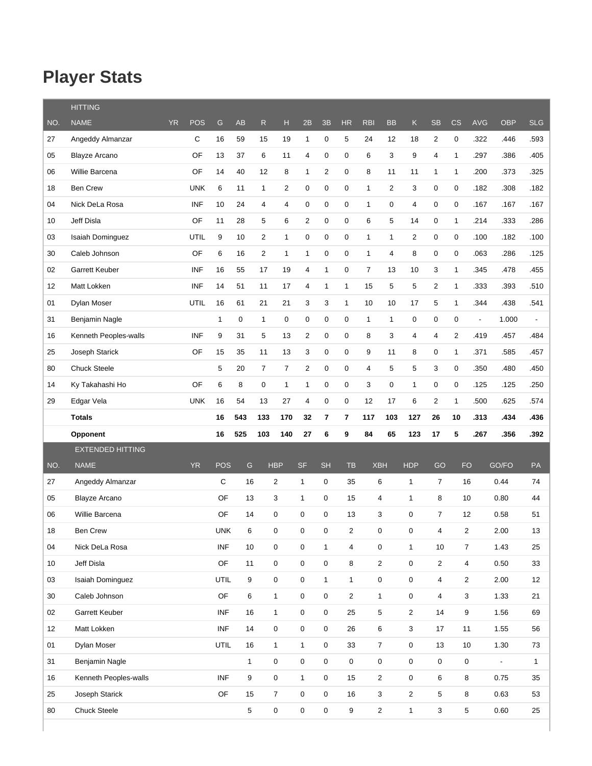# Player Stats

| | HITTING | | | | | | | | | | | | | | | | | | |
|---|---|---|---|---|---|---|---|---|---|---|---|---|---|---|---|---|---|---|---|
| NO. | NAME | YR | POS | G | AB | R | H | 2B | 3B | HR | RBI | BB | K | SB | CS | AVG | OBP | SLG |
| 27 | Angeddy Almanzar | | C | 16 | 59 | 15 | 19 | 1 | 0 | 5 | 24 | 12 | 18 | 2 | 0 | .322 | .446 | .593 |
| 05 | Blayze Arcano | | OF | 13 | 37 | 6 | 11 | 4 | 0 | 0 | 6 | 3 | 9 | 4 | 1 | .297 | .386 | .405 |
| 06 | Willie Barcena | | OF | 14 | 40 | 12 | 8 | 1 | 2 | 0 | 8 | 11 | 11 | 1 | 1 | .200 | .373 | .325 |
| 18 | Ben Crew | | UNK | 6 | 11 | 1 | 2 | 0 | 0 | 0 | 1 | 2 | 3 | 0 | 0 | .182 | .308 | .182 |
| 04 | Nick DeLa Rosa | | INF | 10 | 24 | 4 | 4 | 0 | 0 | 0 | 1 | 0 | 4 | 0 | 0 | .167 | .167 | .167 |
| 10 | Jeff Disla | | OF | 11 | 28 | 5 | 6 | 2 | 0 | 0 | 6 | 5 | 14 | 0 | 1 | .214 | .333 | .286 |
| 03 | Isaiah Dominguez | | UTIL | 9 | 10 | 2 | 1 | 0 | 0 | 0 | 1 | 1 | 2 | 0 | 0 | .100 | .182 | .100 |
| 30 | Caleb Johnson | | OF | 6 | 16 | 2 | 1 | 1 | 0 | 0 | 1 | 4 | 8 | 0 | 0 | .063 | .286 | .125 |
| 02 | Garrett Keuber | | INF | 16 | 55 | 17 | 19 | 4 | 1 | 0 | 7 | 13 | 10 | 3 | 1 | .345 | .478 | .455 |
| 12 | Matt Lokken | | INF | 14 | 51 | 11 | 17 | 4 | 1 | 1 | 15 | 5 | 5 | 2 | 1 | .333 | .393 | .510 |
| 01 | Dylan Moser | | UTIL | 16 | 61 | 21 | 21 | 3 | 3 | 1 | 10 | 10 | 17 | 5 | 1 | .344 | .438 | .541 |
| 31 | Benjamin Nagle | | | 1 | 0 | 1 | 0 | 0 | 0 | 0 | 1 | 1 | 0 | 0 | 0 | - | 1.000 | - |
| 16 | Kenneth Peoples-walls | | INF | 9 | 31 | 5 | 13 | 2 | 0 | 0 | 8 | 3 | 4 | 4 | 2 | .419 | .457 | .484 |
| 25 | Joseph Starick | | OF | 15 | 35 | 11 | 13 | 3 | 0 | 0 | 9 | 11 | 8 | 0 | 1 | .371 | .585 | .457 |
| 80 | Chuck Steele | | | 5 | 20 | 7 | 7 | 2 | 0 | 0 | 4 | 5 | 5 | 3 | 0 | .350 | .480 | .450 |
| 14 | Ky Takahashi Ho | | OF | 6 | 8 | 0 | 1 | 1 | 0 | 0 | 3 | 0 | 1 | 0 | 0 | .125 | .125 | .250 |
| 29 | Edgar Vela | | UNK | 16 | 54 | 13 | 27 | 4 | 0 | 0 | 12 | 17 | 6 | 2 | 1 | .500 | .625 | .574 |
| | **Totals** | | | **16** | **543** | **133** | **170** | **32** | **7** | **7** | **117** | **103** | **127** | **26** | **10** | **.313** | **.434** | **.436** |
| | **Opponent** | | | **16** | **525** | **103** | **140** | **27** | **6** | **9** | **84** | **65** | **123** | **17** | **5** | **.267** | **.356** | **.392** |

| | EXTENDED HITTING | | | | | | | | | | | | | |
|---|---|---|---|---|---|---|---|---|---|---|---|---|---|---|
| NO. | NAME | YR | POS | G | HBP | SF | SH | TB | XBH | HDP | GO | FO | GO/FO | PA |
| 27 | Angeddy Almanzar | | C | 16 | 2 | 1 | 0 | 35 | 6 | 1 | 7 | 16 | 0.44 | 74 |
| 05 | Blayze Arcano | | OF | 13 | 3 | 1 | 0 | 15 | 4 | 1 | 8 | 10 | 0.80 | 44 |
| 06 | Willie Barcena | | OF | 14 | 0 | 0 | 0 | 13 | 3 | 0 | 7 | 12 | 0.58 | 51 |
| 18 | Ben Crew | | UNK | 6 | 0 | 0 | 0 | 2 | 0 | 0 | 4 | 2 | 2.00 | 13 |
| 04 | Nick DeLa Rosa | | INF | 10 | 0 | 0 | 1 | 4 | 0 | 1 | 10 | 7 | 1.43 | 25 |
| 10 | Jeff Disla | | OF | 11 | 0 | 0 | 0 | 8 | 2 | 0 | 2 | 4 | 0.50 | 33 |
| 03 | Isaiah Dominguez | | UTIL | 9 | 0 | 0 | 1 | 1 | 0 | 0 | 4 | 2 | 2.00 | 12 |
| 30 | Caleb Johnson | | OF | 6 | 1 | 0 | 0 | 2 | 1 | 0 | 4 | 3 | 1.33 | 21 |
| 02 | Garrett Keuber | | INF | 16 | 1 | 0 | 0 | 25 | 5 | 2 | 14 | 9 | 1.56 | 69 |
| 12 | Matt Lokken | | INF | 14 | 0 | 0 | 0 | 26 | 6 | 3 | 17 | 11 | 1.55 | 56 |
| 01 | Dylan Moser | | UTIL | 16 | 1 | 1 | 0 | 33 | 7 | 0 | 13 | 10 | 1.30 | 73 |
| 31 | Benjamin Nagle | | | 1 | 0 | 0 | 0 | 0 | 0 | 0 | 0 | 0 | - | 1 |
| 16 | Kenneth Peoples-walls | | INF | 9 | 0 | 1 | 0 | 15 | 2 | 0 | 6 | 8 | 0.75 | 35 |
| 25 | Joseph Starick | | OF | 15 | 7 | 0 | 0 | 16 | 3 | 2 | 5 | 8 | 0.63 | 53 |
| 80 | Chuck Steele | | | 5 | 0 | 0 | 0 | 9 | 2 | 1 | 3 | 5 | 0.60 | 25 |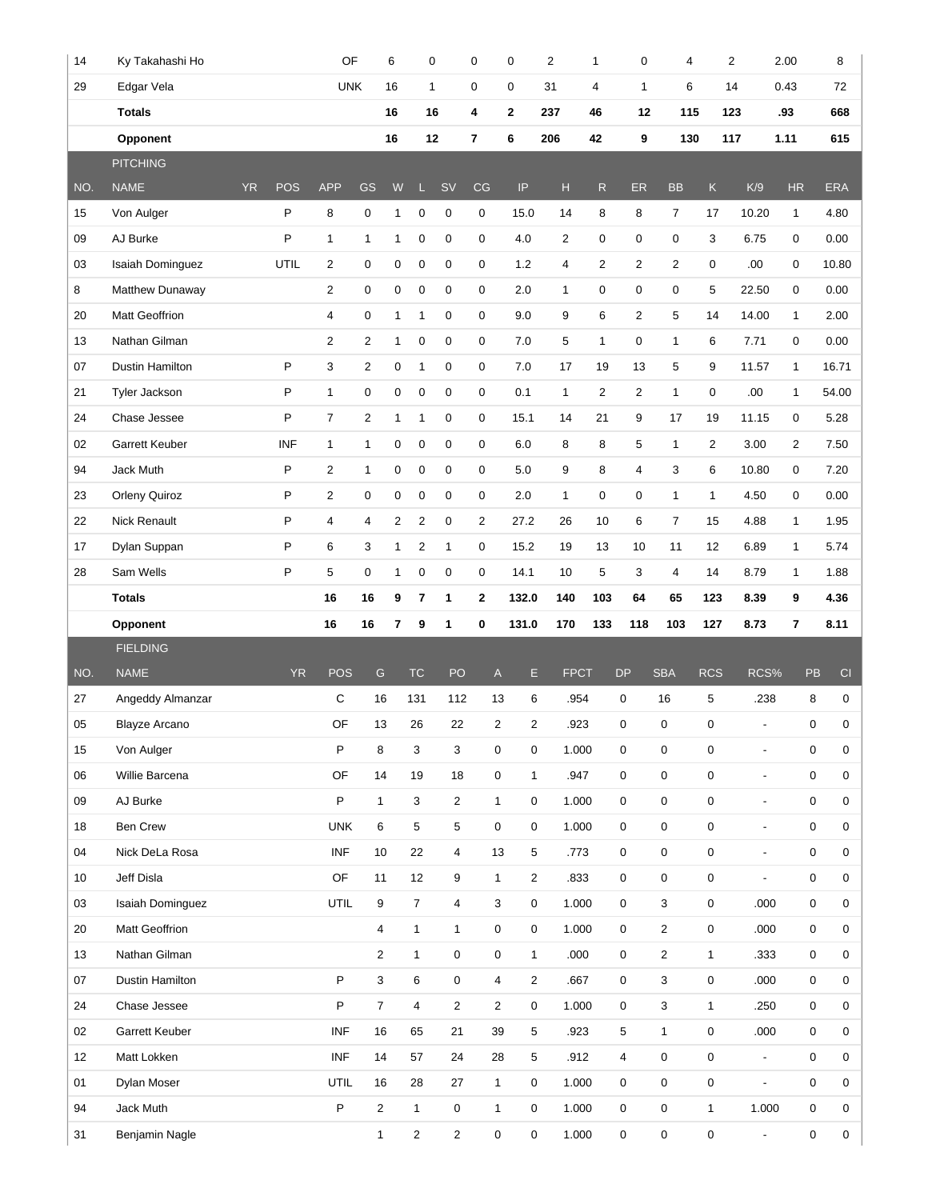| | | | | | | | | | | | | | |
|---|---|---|---|---|---|---|---|---|---|---|---|---|---|
| 14 | Ky Takahashi Ho | OF | 6 | 0 | 0 | 0 | 2 | 1 | 0 | 4 | 2 | 2.00 | 8 |
| 29 | Edgar Vela | UNK | 16 | 1 | 0 | 0 | 31 | 4 | 1 | 6 | 14 | 0.43 | 72 |
| | **Totals** | | **16** | **16** | **4** | **2** | **237** | **46** | **12** | **115** | **123** | **.93** | **668** |
| | **Opponent** | | **16** | **12** | **7** | **6** | **206** | **42** | **9** | **130** | **117** | **1.11** | **615** |

PITCHING

| NO. | NAME | YR | POS | APP | GS | W | L | SV | CG | IP | H | R | ER | BB | K | K/9 | HR | ERA |
|---|---|---|---|---|---|---|---|---|---|---|---|---|---|---|---|---|---|---|
| 15 | Von Aulger | | P | 8 | 0 | 1 | 0 | 0 | 0 | 15.0 | 14 | 8 | 8 | 7 | 17 | 10.20 | 1 | 4.80 |
| 09 | AJ Burke | | P | 1 | 1 | 1 | 0 | 0 | 0 | 4.0 | 2 | 0 | 0 | 0 | 3 | 6.75 | 0 | 0.00 |
| 03 | Isaiah Dominguez | | UTIL | 2 | 0 | 0 | 0 | 0 | 0 | 1.2 | 4 | 2 | 2 | 2 | 0 | .00 | 0 | 10.80 |
| 8 | Matthew Dunaway | | | 2 | 0 | 0 | 0 | 0 | 0 | 2.0 | 1 | 0 | 0 | 0 | 5 | 22.50 | 0 | 0.00 |
| 20 | Matt Geoffrion | | | 4 | 0 | 1 | 1 | 0 | 0 | 9.0 | 9 | 6 | 2 | 5 | 14 | 14.00 | 1 | 2.00 |
| 13 | Nathan Gilman | | | 2 | 2 | 1 | 0 | 0 | 0 | 7.0 | 5 | 1 | 0 | 1 | 6 | 7.71 | 0 | 0.00 |
| 07 | Dustin Hamilton | | P | 3 | 2 | 0 | 1 | 0 | 0 | 7.0 | 17 | 19 | 13 | 5 | 9 | 11.57 | 1 | 16.71 |
| 21 | Tyler Jackson | | P | 1 | 0 | 0 | 0 | 0 | 0 | 0.1 | 1 | 2 | 2 | 1 | 0 | .00 | 1 | 54.00 |
| 24 | Chase Jessee | | P | 7 | 2 | 1 | 1 | 0 | 0 | 15.1 | 14 | 21 | 9 | 17 | 19 | 11.15 | 0 | 5.28 |
| 02 | Garrett Keuber | | INF | 1 | 1 | 0 | 0 | 0 | 0 | 6.0 | 8 | 8 | 5 | 1 | 2 | 3.00 | 2 | 7.50 |
| 94 | Jack Muth | | P | 2 | 1 | 0 | 0 | 0 | 0 | 5.0 | 9 | 8 | 4 | 3 | 6 | 10.80 | 0 | 7.20 |
| 23 | Orleny Quiroz | | P | 2 | 0 | 0 | 0 | 0 | 0 | 2.0 | 1 | 0 | 0 | 1 | 1 | 4.50 | 0 | 0.00 |
| 22 | Nick Renault | | P | 4 | 4 | 2 | 2 | 0 | 2 | 27.2 | 26 | 10 | 6 | 7 | 15 | 4.88 | 1 | 1.95 |
| 17 | Dylan Suppan | | P | 6 | 3 | 1 | 2 | 1 | 0 | 15.2 | 19 | 13 | 10 | 11 | 12 | 6.89 | 1 | 5.74 |
| 28 | Sam Wells | | P | 5 | 0 | 1 | 0 | 0 | 0 | 14.1 | 10 | 5 | 3 | 4 | 14 | 8.79 | 1 | 1.88 |
| | **Totals** | | | **16** | **16** | **9** | **7** | **1** | **2** | **132.0** | **140** | **103** | **64** | **65** | **123** | **8.39** | **9** | **4.36** |
| | **Opponent** | | | **16** | **16** | **7** | **9** | **1** | **0** | **131.0** | **170** | **133** | **118** | **103** | **127** | **8.73** | **7** | **8.11** |

FIELDING

| NO. | NAME | YR | POS | G | TC | PO | A | E | FPCT | DP | SBA | RCS | RCS% | PB | CI |
|---|---|---|---|---|---|---|---|---|---|---|---|---|---|---|---|
| 27 | Angeddy Almanzar | | C | 16 | 131 | 112 | 13 | 6 | .954 | 0 | 16 | 5 | .238 | 8 | 0 |
| 05 | Blayze Arcano | | OF | 13 | 26 | 22 | 2 | 2 | .923 | 0 | 0 | 0 | - | 0 | 0 |
| 15 | Von Aulger | | P | 8 | 3 | 3 | 0 | 0 | 1.000 | 0 | 0 | 0 | - | 0 | 0 |
| 06 | Willie Barcena | | OF | 14 | 19 | 18 | 0 | 1 | .947 | 0 | 0 | 0 | - | 0 | 0 |
| 09 | AJ Burke | | P | 1 | 3 | 2 | 1 | 0 | 1.000 | 0 | 0 | 0 | - | 0 | 0 |
| 18 | Ben Crew | | UNK | 6 | 5 | 5 | 0 | 0 | 1.000 | 0 | 0 | 0 | - | 0 | 0 |
| 04 | Nick DeLa Rosa | | INF | 10 | 22 | 4 | 13 | 5 | .773 | 0 | 0 | 0 | - | 0 | 0 |
| 10 | Jeff Disla | | OF | 11 | 12 | 9 | 1 | 2 | .833 | 0 | 0 | 0 | - | 0 | 0 |
| 03 | Isaiah Dominguez | | UTIL | 9 | 7 | 4 | 3 | 0 | 1.000 | 0 | 3 | 0 | .000 | 0 | 0 |
| 20 | Matt Geoffrion | | | 4 | 1 | 1 | 0 | 0 | 1.000 | 0 | 2 | 0 | .000 | 0 | 0 |
| 13 | Nathan Gilman | | | 2 | 1 | 0 | 0 | 1 | .000 | 0 | 2 | 1 | .333 | 0 | 0 |
| 07 | Dustin Hamilton | | P | 3 | 6 | 0 | 4 | 2 | .667 | 0 | 3 | 0 | .000 | 0 | 0 |
| 24 | Chase Jessee | | P | 7 | 4 | 2 | 2 | 0 | 1.000 | 0 | 3 | 1 | .250 | 0 | 0 |
| 02 | Garrett Keuber | | INF | 16 | 65 | 21 | 39 | 5 | .923 | 5 | 1 | 0 | .000 | 0 | 0 |
| 12 | Matt Lokken | | INF | 14 | 57 | 24 | 28 | 5 | .912 | 4 | 0 | 0 | - | 0 | 0 |
| 01 | Dylan Moser | | UTIL | 16 | 28 | 27 | 1 | 0 | 1.000 | 0 | 0 | 0 | - | 0 | 0 |
| 94 | Jack Muth | | P | 2 | 1 | 0 | 1 | 0 | 1.000 | 0 | 0 | 1 | 1.000 | 0 | 0 |
| 31 | Benjamin Nagle | | | 1 | 2 | 2 | 0 | 0 | 1.000 | 0 | 0 | 0 | - | 0 | 0 |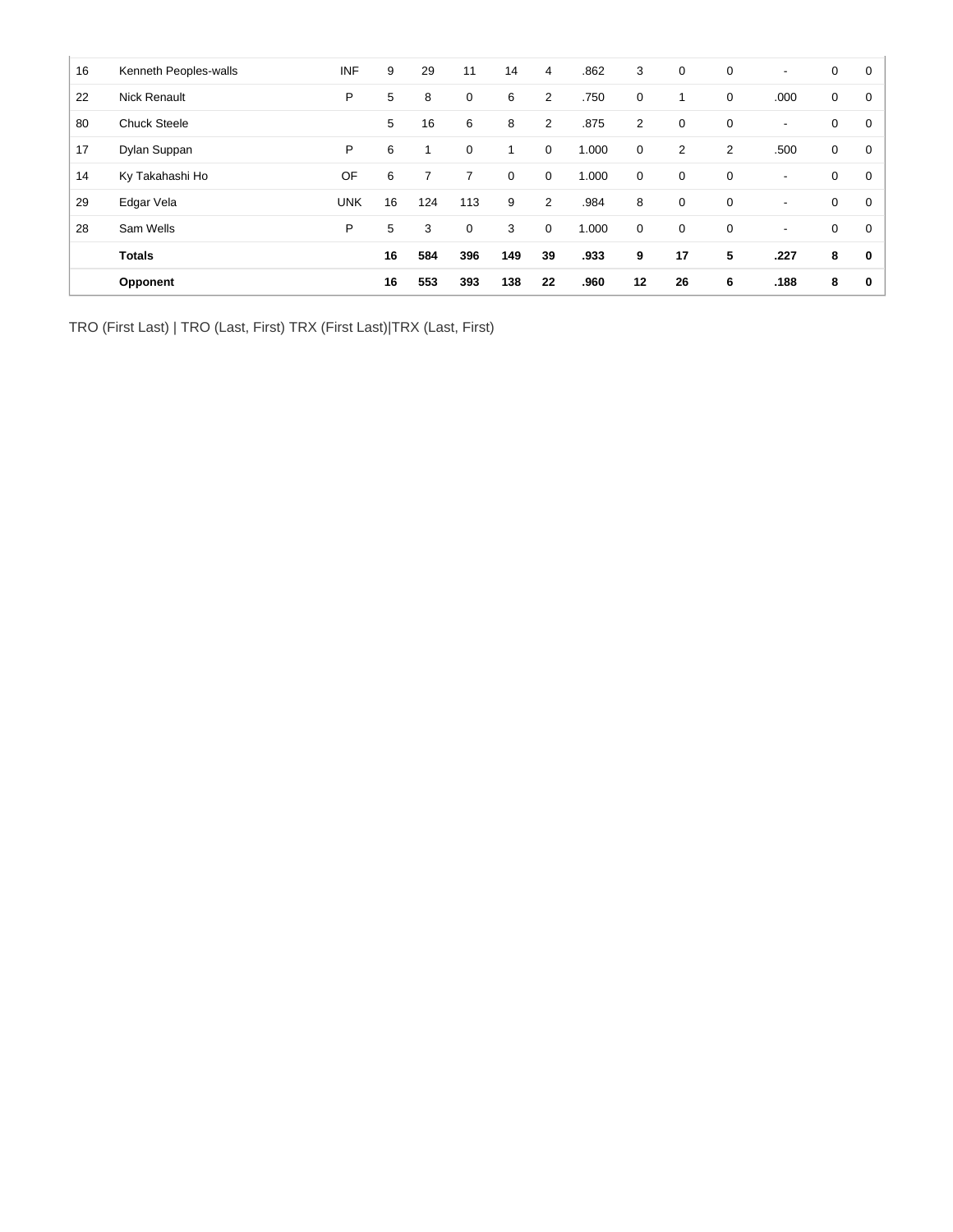| 16 | Kenneth Peoples-walls | INF | 9 | 29 | 11 | 14 | 4 | .862 | 3 | 0 | 0 | - | 0 | 0 |
|---|---|---|---|---|---|---|---|---|---|---|---|---|---|---|
| 22 | Nick Renault | P | 5 | 8 | 0 | 6 | 2 | .750 | 0 | 1 | 0 | .000 | 0 | 0 |
| 80 | Chuck Steele | | 5 | 16 | 6 | 8 | 2 | .875 | 2 | 0 | 0 | - | 0 | 0 |
| 17 | Dylan Suppan | P | 6 | 1 | 0 | 1 | 0 | 1.000 | 0 | 2 | 2 | .500 | 0 | 0 |
| 14 | Ky Takahashi Ho | OF | 6 | 7 | 7 | 0 | 0 | 1.000 | 0 | 0 | 0 | - | 0 | 0 |
| 29 | Edgar Vela | UNK | 16 | 124 | 113 | 9 | 2 | .984 | 8 | 0 | 0 | - | 0 | 0 |
| 28 | Sam Wells | P | 5 | 3 | 0 | 3 | 0 | 1.000 | 0 | 0 | 0 | - | 0 | 0 |
| | **Totals** | | **16** | **584** | **396** | **149** | **39** | **.933** | **9** | **17** | **5** | **.227** | **8** | **0** |
| | **Opponent** | | **16** | **553** | **393** | **138** | **22** | **.960** | **12** | **26** | **6** | **.188** | **8** | **0** |

TRO (First Last) | TRO (Last, First) TRX (First Last)|TRX (Last, First)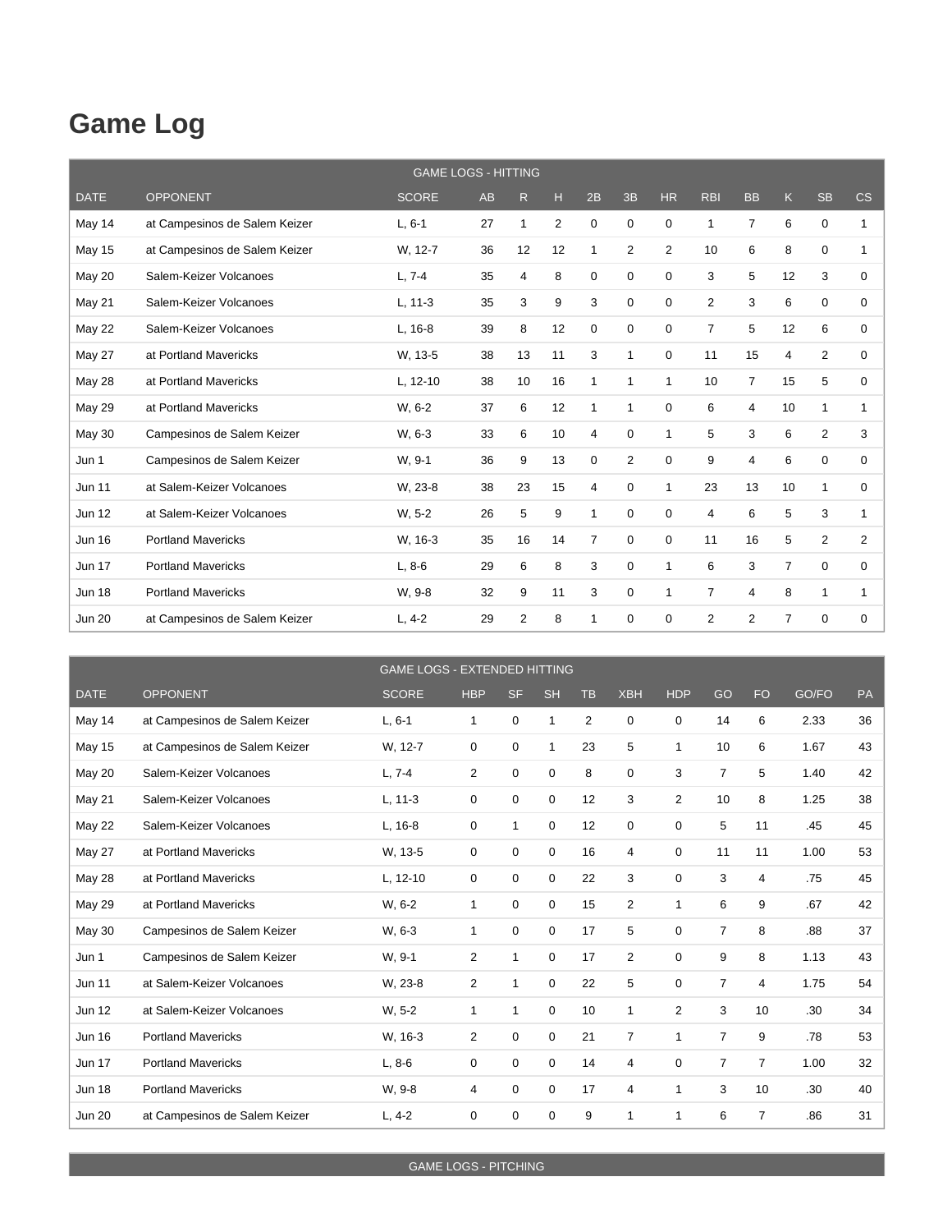# Game Log

| GAME LOGS - HITTING | | | | | | | | | | | | | |
|---|---|---|---|---|---|---|---|---|---|---|---|---|---|
| DATE | OPPONENT | SCORE | AB | R | H | 2B | 3B | HR | RBI | BB | K | SB | CS |
| May 14 | at Campesinos de Salem Keizer | L, 6-1 | 27 | 1 | 2 | 0 | 0 | 0 | 1 | 7 | 6 | 0 | 1 |
| May 15 | at Campesinos de Salem Keizer | W, 12-7 | 36 | 12 | 12 | 1 | 2 | 2 | 10 | 6 | 8 | 0 | 1 |
| May 20 | Salem-Keizer Volcanoes | L, 7-4 | 35 | 4 | 8 | 0 | 0 | 0 | 3 | 5 | 12 | 3 | 0 |
| May 21 | Salem-Keizer Volcanoes | L, 11-3 | 35 | 3 | 9 | 3 | 0 | 0 | 2 | 3 | 6 | 0 | 0 |
| May 22 | Salem-Keizer Volcanoes | L, 16-8 | 39 | 8 | 12 | 0 | 0 | 0 | 7 | 5 | 12 | 6 | 0 |
| May 27 | at Portland Mavericks | W, 13-5 | 38 | 13 | 11 | 3 | 1 | 0 | 11 | 15 | 4 | 2 | 0 |
| May 28 | at Portland Mavericks | L, 12-10 | 38 | 10 | 16 | 1 | 1 | 1 | 10 | 7 | 15 | 5 | 0 |
| May 29 | at Portland Mavericks | W, 6-2 | 37 | 6 | 12 | 1 | 1 | 0 | 6 | 4 | 10 | 1 | 1 |
| May 30 | Campesinos de Salem Keizer | W, 6-3 | 33 | 6 | 10 | 4 | 0 | 1 | 5 | 3 | 6 | 2 | 3 |
| Jun 1 | Campesinos de Salem Keizer | W, 9-1 | 36 | 9 | 13 | 0 | 2 | 0 | 9 | 4 | 6 | 0 | 0 |
| Jun 11 | at Salem-Keizer Volcanoes | W, 23-8 | 38 | 23 | 15 | 4 | 0 | 1 | 23 | 13 | 10 | 1 | 0 |
| Jun 12 | at Salem-Keizer Volcanoes | W, 5-2 | 26 | 5 | 9 | 1 | 0 | 0 | 4 | 6 | 5 | 3 | 1 |
| Jun 16 | Portland Mavericks | W, 16-3 | 35 | 16 | 14 | 7 | 0 | 0 | 11 | 16 | 5 | 2 | 2 |
| Jun 17 | Portland Mavericks | L, 8-6 | 29 | 6 | 8 | 3 | 0 | 1 | 6 | 3 | 7 | 0 | 0 |
| Jun 18 | Portland Mavericks | W, 9-8 | 32 | 9 | 11 | 3 | 0 | 1 | 7 | 4 | 8 | 1 | 1 |
| Jun 20 | at Campesinos de Salem Keizer | L, 4-2 | 29 | 2 | 8 | 1 | 0 | 0 | 2 | 2 | 7 | 0 | 0 |

| GAME LOGS - EXTENDED HITTING | | | | | | | | | | | | |
|---|---|---|---|---|---|---|---|---|---|---|---|---|
| DATE | OPPONENT | SCORE | HBP | SF | SH | TB | XBH | HDP | GO | FO | GO/FO | PA |
| May 14 | at Campesinos de Salem Keizer | L, 6-1 | 1 | 0 | 1 | 2 | 0 | 0 | 14 | 6 | 2.33 | 36 |
| May 15 | at Campesinos de Salem Keizer | W, 12-7 | 0 | 0 | 1 | 23 | 5 | 1 | 10 | 6 | 1.67 | 43 |
| May 20 | Salem-Keizer Volcanoes | L, 7-4 | 2 | 0 | 0 | 8 | 0 | 3 | 7 | 5 | 1.40 | 42 |
| May 21 | Salem-Keizer Volcanoes | L, 11-3 | 0 | 0 | 0 | 12 | 3 | 2 | 10 | 8 | 1.25 | 38 |
| May 22 | Salem-Keizer Volcanoes | L, 16-8 | 0 | 1 | 0 | 12 | 0 | 0 | 5 | 11 | .45 | 45 |
| May 27 | at Portland Mavericks | W, 13-5 | 0 | 0 | 0 | 16 | 4 | 0 | 11 | 11 | 1.00 | 53 |
| May 28 | at Portland Mavericks | L, 12-10 | 0 | 0 | 0 | 22 | 3 | 0 | 3 | 4 | .75 | 45 |
| May 29 | at Portland Mavericks | W, 6-2 | 1 | 0 | 0 | 15 | 2 | 1 | 6 | 9 | .67 | 42 |
| May 30 | Campesinos de Salem Keizer | W, 6-3 | 1 | 0 | 0 | 17 | 5 | 0 | 7 | 8 | .88 | 37 |
| Jun 1 | Campesinos de Salem Keizer | W, 9-1 | 2 | 1 | 0 | 17 | 2 | 0 | 9 | 8 | 1.13 | 43 |
| Jun 11 | at Salem-Keizer Volcanoes | W, 23-8 | 2 | 1 | 0 | 22 | 5 | 0 | 7 | 4 | 1.75 | 54 |
| Jun 12 | at Salem-Keizer Volcanoes | W, 5-2 | 1 | 1 | 0 | 10 | 1 | 2 | 3 | 10 | .30 | 34 |
| Jun 16 | Portland Mavericks | W, 16-3 | 2 | 0 | 0 | 21 | 7 | 1 | 7 | 9 | .78 | 53 |
| Jun 17 | Portland Mavericks | L, 8-6 | 0 | 0 | 0 | 14 | 4 | 0 | 7 | 7 | 1.00 | 32 |
| Jun 18 | Portland Mavericks | W, 9-8 | 4 | 0 | 0 | 17 | 4 | 1 | 3 | 10 | .30 | 40 |
| Jun 20 | at Campesinos de Salem Keizer | L, 4-2 | 0 | 0 | 0 | 9 | 1 | 1 | 6 | 7 | .86 | 31 |

GAME LOGS - PITCHING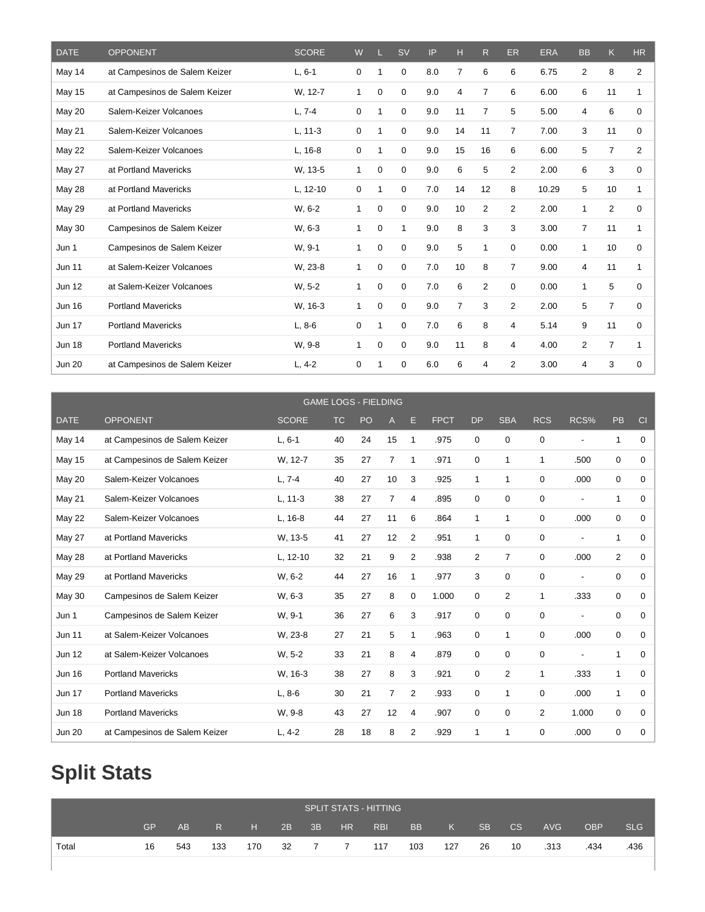| DATE | OPPONENT | SCORE | W | L | SV | IP | H | R | ER | ERA | BB | K | HR |
|---|---|---|---|---|---|---|---|---|---|---|---|---|---|
| May 14 | at Campesinos de Salem Keizer | L, 6-1 | 0 | 1 | 0 | 8.0 | 7 | 6 | 6 | 6.75 | 2 | 8 | 2 |
| May 15 | at Campesinos de Salem Keizer | W, 12-7 | 1 | 0 | 0 | 9.0 | 4 | 7 | 6 | 6.00 | 6 | 11 | 1 |
| May 20 | Salem-Keizer Volcanoes | L, 7-4 | 0 | 1 | 0 | 9.0 | 11 | 7 | 5 | 5.00 | 4 | 6 | 0 |
| May 21 | Salem-Keizer Volcanoes | L, 11-3 | 0 | 1 | 0 | 9.0 | 14 | 11 | 7 | 7.00 | 3 | 11 | 0 |
| May 22 | Salem-Keizer Volcanoes | L, 16-8 | 0 | 1 | 0 | 9.0 | 15 | 16 | 6 | 6.00 | 5 | 7 | 2 |
| May 27 | at Portland Mavericks | W, 13-5 | 1 | 0 | 0 | 9.0 | 6 | 5 | 2 | 2.00 | 6 | 3 | 0 |
| May 28 | at Portland Mavericks | L, 12-10 | 0 | 1 | 0 | 7.0 | 14 | 12 | 8 | 10.29 | 5 | 10 | 1 |
| May 29 | at Portland Mavericks | W, 6-2 | 1 | 0 | 0 | 9.0 | 10 | 2 | 2 | 2.00 | 1 | 2 | 0 |
| May 30 | Campesinos de Salem Keizer | W, 6-3 | 1 | 0 | 1 | 9.0 | 8 | 3 | 3 | 3.00 | 7 | 11 | 1 |
| Jun 1 | Campesinos de Salem Keizer | W, 9-1 | 1 | 0 | 0 | 9.0 | 5 | 1 | 0 | 0.00 | 1 | 10 | 0 |
| Jun 11 | at Salem-Keizer Volcanoes | W, 23-8 | 1 | 0 | 0 | 7.0 | 10 | 8 | 7 | 9.00 | 4 | 11 | 1 |
| Jun 12 | at Salem-Keizer Volcanoes | W, 5-2 | 1 | 0 | 0 | 7.0 | 6 | 2 | 0 | 0.00 | 1 | 5 | 0 |
| Jun 16 | Portland Mavericks | W, 16-3 | 1 | 0 | 0 | 9.0 | 7 | 3 | 2 | 2.00 | 5 | 7 | 0 |
| Jun 17 | Portland Mavericks | L, 8-6 | 0 | 1 | 0 | 7.0 | 6 | 8 | 4 | 5.14 | 9 | 11 | 0 |
| Jun 18 | Portland Mavericks | W, 9-8 | 1 | 0 | 0 | 9.0 | 11 | 8 | 4 | 4.00 | 2 | 7 | 1 |
| Jun 20 | at Campesinos de Salem Keizer | L, 4-2 | 0 | 1 | 0 | 6.0 | 6 | 4 | 2 | 3.00 | 4 | 3 | 0 |

| GAME LOGS - FIELDING | | | | | | | | | | | | | |
|---|---|---|---|---|---|---|---|---|---|---|---|---|---|
| DATE | OPPONENT | SCORE | TC | PO | A | E | FPCT | DP | SBA | RCS | RCS% | PB | CI |
| May 14 | at Campesinos de Salem Keizer | L, 6-1 | 40 | 24 | 15 | 1 | .975 | 0 | 0 | 0 | - | 1 | 0 |
| May 15 | at Campesinos de Salem Keizer | W, 12-7 | 35 | 27 | 7 | 1 | .971 | 0 | 1 | 1 | .500 | 0 | 0 |
| May 20 | Salem-Keizer Volcanoes | L, 7-4 | 40 | 27 | 10 | 3 | .925 | 1 | 1 | 0 | .000 | 0 | 0 |
| May 21 | Salem-Keizer Volcanoes | L, 11-3 | 38 | 27 | 7 | 4 | .895 | 0 | 0 | 0 | - | 1 | 0 |
| May 22 | Salem-Keizer Volcanoes | L, 16-8 | 44 | 27 | 11 | 6 | .864 | 1 | 1 | 0 | .000 | 0 | 0 |
| May 27 | at Portland Mavericks | W, 13-5 | 41 | 27 | 12 | 2 | .951 | 1 | 0 | 0 | - | 1 | 0 |
| May 28 | at Portland Mavericks | L, 12-10 | 32 | 21 | 9 | 2 | .938 | 2 | 7 | 0 | .000 | 2 | 0 |
| May 29 | at Portland Mavericks | W, 6-2 | 44 | 27 | 16 | 1 | .977 | 3 | 0 | 0 | - | 0 | 0 |
| May 30 | Campesinos de Salem Keizer | W, 6-3 | 35 | 27 | 8 | 0 | 1.000 | 0 | 2 | 1 | .333 | 0 | 0 |
| Jun 1 | Campesinos de Salem Keizer | W, 9-1 | 36 | 27 | 6 | 3 | .917 | 0 | 0 | 0 | - | 0 | 0 |
| Jun 11 | at Salem-Keizer Volcanoes | W, 23-8 | 27 | 21 | 5 | 1 | .963 | 0 | 1 | 0 | .000 | 0 | 0 |
| Jun 12 | at Salem-Keizer Volcanoes | W, 5-2 | 33 | 21 | 8 | 4 | .879 | 0 | 0 | 0 | - | 1 | 0 |
| Jun 16 | Portland Mavericks | W, 16-3 | 38 | 27 | 8 | 3 | .921 | 0 | 2 | 1 | .333 | 1 | 0 |
| Jun 17 | Portland Mavericks | L, 8-6 | 30 | 21 | 7 | 2 | .933 | 0 | 1 | 0 | .000 | 1 | 0 |
| Jun 18 | Portland Mavericks | W, 9-8 | 43 | 27 | 12 | 4 | .907 | 0 | 0 | 2 | 1.000 | 0 | 0 |
| Jun 20 | at Campesinos de Salem Keizer | L, 4-2 | 28 | 18 | 8 | 2 | .929 | 1 | 1 | 0 | .000 | 0 | 0 |

# Split Stats

| SPLIT STATS - HITTING | | | | | | | | | | | | | | | |
|---|---|---|---|---|---|---|---|---|---|---|---|---|---|---|---|
| | GP | AB | R | H | 2B | 3B | HR | RBI | BB | K | SB | CS | AVG | OBP | SLG |
| Total | 16 | 543 | 133 | 170 | 32 | 7 | 7 | 117 | 103 | 127 | 26 | 10 | .313 | .434 | .436 |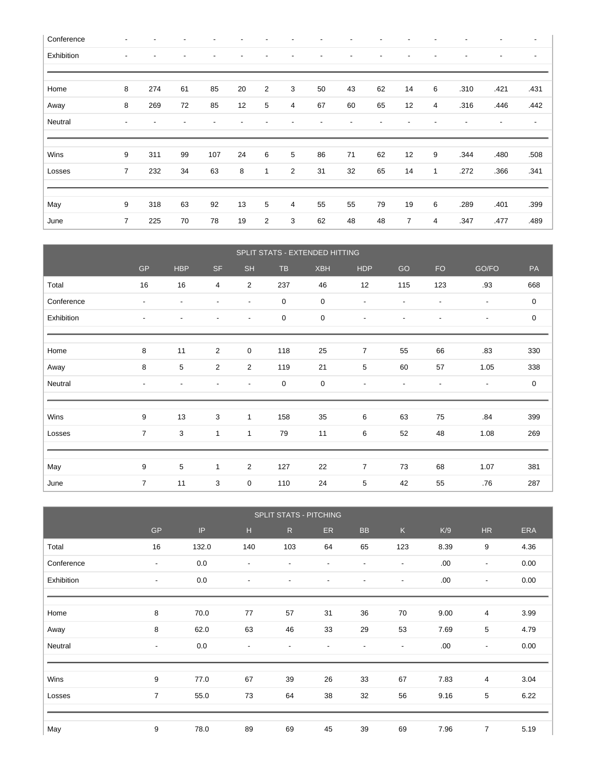| | | | | | | | | | | | | | | | |
|---|---|---|---|---|---|---|---|---|---|---|---|---|---|---|---|
| Conference | - | - | - | - | - | - | - | - | - | - | - | - | - | - | - |
| Exhibition | - | - | - | - | - | - | - | - | - | - | - | - | - | - | - |
| Home | 8 | 274 | 61 | 85 | 20 | 2 | 3 | 50 | 43 | 62 | 14 | 6 | .310 | .421 | .431 |
| Away | 8 | 269 | 72 | 85 | 12 | 5 | 4 | 67 | 60 | 65 | 12 | 4 | .316 | .446 | .442 |
| Neutral | - | - | - | - | - | - | - | - | - | - | - | - | - | - | - |
| Wins | 9 | 311 | 99 | 107 | 24 | 6 | 5 | 86 | 71 | 62 | 12 | 9 | .344 | .480 | .508 |
| Losses | 7 | 232 | 34 | 63 | 8 | 1 | 2 | 31 | 32 | 65 | 14 | 1 | .272 | .366 | .341 |
| May | 9 | 318 | 63 | 92 | 13 | 5 | 4 | 55 | 55 | 79 | 19 | 6 | .289 | .401 | .399 |
| June | 7 | 225 | 70 | 78 | 19 | 2 | 3 | 62 | 48 | 48 | 7 | 4 | .347 | .477 | .489 |

## SPLIT STATS - EXTENDED HITTING

| | GP | HBP | SF | SH | TB | XBH | HDP | GO | FO | GO/FO | PA |
|---|---|---|---|---|---|---|---|---|---|---|---|
| Total | 16 | 16 | 4 | 2 | 237 | 46 | 12 | 115 | 123 | .93 | 668 |
| Conference | - | - | - | - | 0 | 0 | - | - | - | - | 0 |
| Exhibition | - | - | - | - | 0 | 0 | - | - | - | - | 0 |
| Home | 8 | 11 | 2 | 0 | 118 | 25 | 7 | 55 | 66 | .83 | 330 |
| Away | 8 | 5 | 2 | 2 | 119 | 21 | 5 | 60 | 57 | 1.05 | 338 |
| Neutral | - | - | - | - | 0 | 0 | - | - | - | - | 0 |
| Wins | 9 | 13 | 3 | 1 | 158 | 35 | 6 | 63 | 75 | .84 | 399 |
| Losses | 7 | 3 | 1 | 1 | 79 | 11 | 6 | 52 | 48 | 1.08 | 269 |
| May | 9 | 5 | 1 | 2 | 127 | 22 | 7 | 73 | 68 | 1.07 | 381 |
| June | 7 | 11 | 3 | 0 | 110 | 24 | 5 | 42 | 55 | .76 | 287 |

## SPLIT STATS - PITCHING

| | GP | IP | H | R | ER | BB | K | K/9 | HR | ERA |
|---|---|---|---|---|---|---|---|---|---|---|
| Total | 16 | 132.0 | 140 | 103 | 64 | 65 | 123 | 8.39 | 9 | 4.36 |
| Conference | - | 0.0 | - | - | - | - | - | .00 | - | 0.00 |
| Exhibition | - | 0.0 | - | - | - | - | - | .00 | - | 0.00 |
| Home | 8 | 70.0 | 77 | 57 | 31 | 36 | 70 | 9.00 | 4 | 3.99 |
| Away | 8 | 62.0 | 63 | 46 | 33 | 29 | 53 | 7.69 | 5 | 4.79 |
| Neutral | - | 0.0 | - | - | - | - | - | .00 | - | 0.00 |
| Wins | 9 | 77.0 | 67 | 39 | 26 | 33 | 67 | 7.83 | 4 | 3.04 |
| Losses | 7 | 55.0 | 73 | 64 | 38 | 32 | 56 | 9.16 | 5 | 6.22 |
| May | 9 | 78.0 | 89 | 69 | 45 | 39 | 69 | 7.96 | 7 | 5.19 |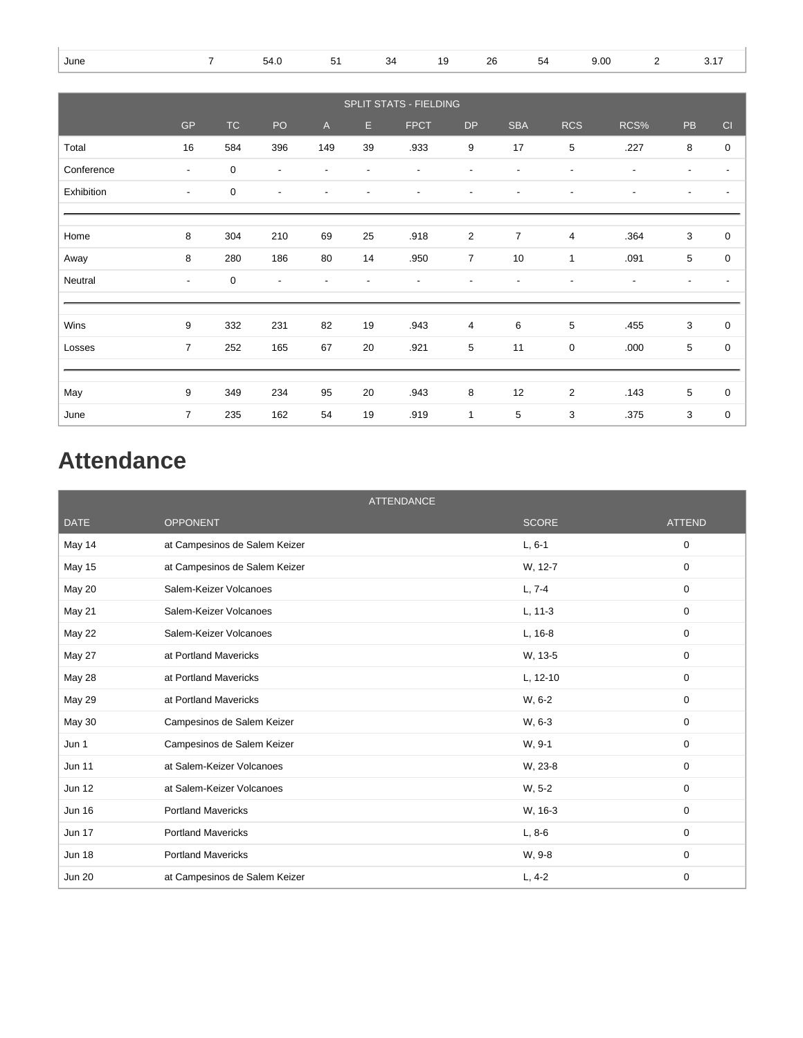| | | | | | | | | | |
|---|---|---|---|---|---|---|---|---|---|
| June | 7 | 54.0 | 51 | 34 | 19 | 26 | 54 | 9.00 | 2 | 3.17 |

| SPLIT STATS - FIELDING | | | | | | | | | | | | |
|---|---|---|---|---|---|---|---|---|---|---|---|---|
| | GP | TC | PO | A | E | FPCT | DP | SBA | RCS | RCS% | PB | CI |
| Total | 16 | 584 | 396 | 149 | 39 | .933 | 9 | 17 | 5 | .227 | 8 | 0 |
| Conference | - | 0 | - | - | - | - | - | - | - | - | - | - |
| Exhibition | - | 0 | - | - | - | - | - | - | - | - | - | - |
| Home | 8 | 304 | 210 | 69 | 25 | .918 | 2 | 7 | 4 | .364 | 3 | 0 |
| Away | 8 | 280 | 186 | 80 | 14 | .950 | 7 | 10 | 1 | .091 | 5 | 0 |
| Neutral | - | 0 | - | - | - | - | - | - | - | - | - | - |
| Wins | 9 | 332 | 231 | 82 | 19 | .943 | 4 | 6 | 5 | .455 | 3 | 0 |
| Losses | 7 | 252 | 165 | 67 | 20 | .921 | 5 | 11 | 0 | .000 | 5 | 0 |
| May | 9 | 349 | 234 | 95 | 20 | .943 | 8 | 12 | 2 | .143 | 5 | 0 |
| June | 7 | 235 | 162 | 54 | 19 | .919 | 1 | 5 | 3 | .375 | 3 | 0 |

# Attendance

| ATTENDANCE | | | |
|---|---|---|---|
| DATE | OPPONENT | SCORE | ATTEND |
| May 14 | at Campesinos de Salem Keizer | L, 6-1 | 0 |
| May 15 | at Campesinos de Salem Keizer | W, 12-7 | 0 |
| May 20 | Salem-Keizer Volcanoes | L, 7-4 | 0 |
| May 21 | Salem-Keizer Volcanoes | L, 11-3 | 0 |
| May 22 | Salem-Keizer Volcanoes | L, 16-8 | 0 |
| May 27 | at Portland Mavericks | W, 13-5 | 0 |
| May 28 | at Portland Mavericks | L, 12-10 | 0 |
| May 29 | at Portland Mavericks | W, 6-2 | 0 |
| May 30 | Campesinos de Salem Keizer | W, 6-3 | 0 |
| Jun 1 | Campesinos de Salem Keizer | W, 9-1 | 0 |
| Jun 11 | at Salem-Keizer Volcanoes | W, 23-8 | 0 |
| Jun 12 | at Salem-Keizer Volcanoes | W, 5-2 | 0 |
| Jun 16 | Portland Mavericks | W, 16-3 | 0 |
| Jun 17 | Portland Mavericks | L, 8-6 | 0 |
| Jun 18 | Portland Mavericks | W, 9-8 | 0 |
| Jun 20 | at Campesinos de Salem Keizer | L, 4-2 | 0 |